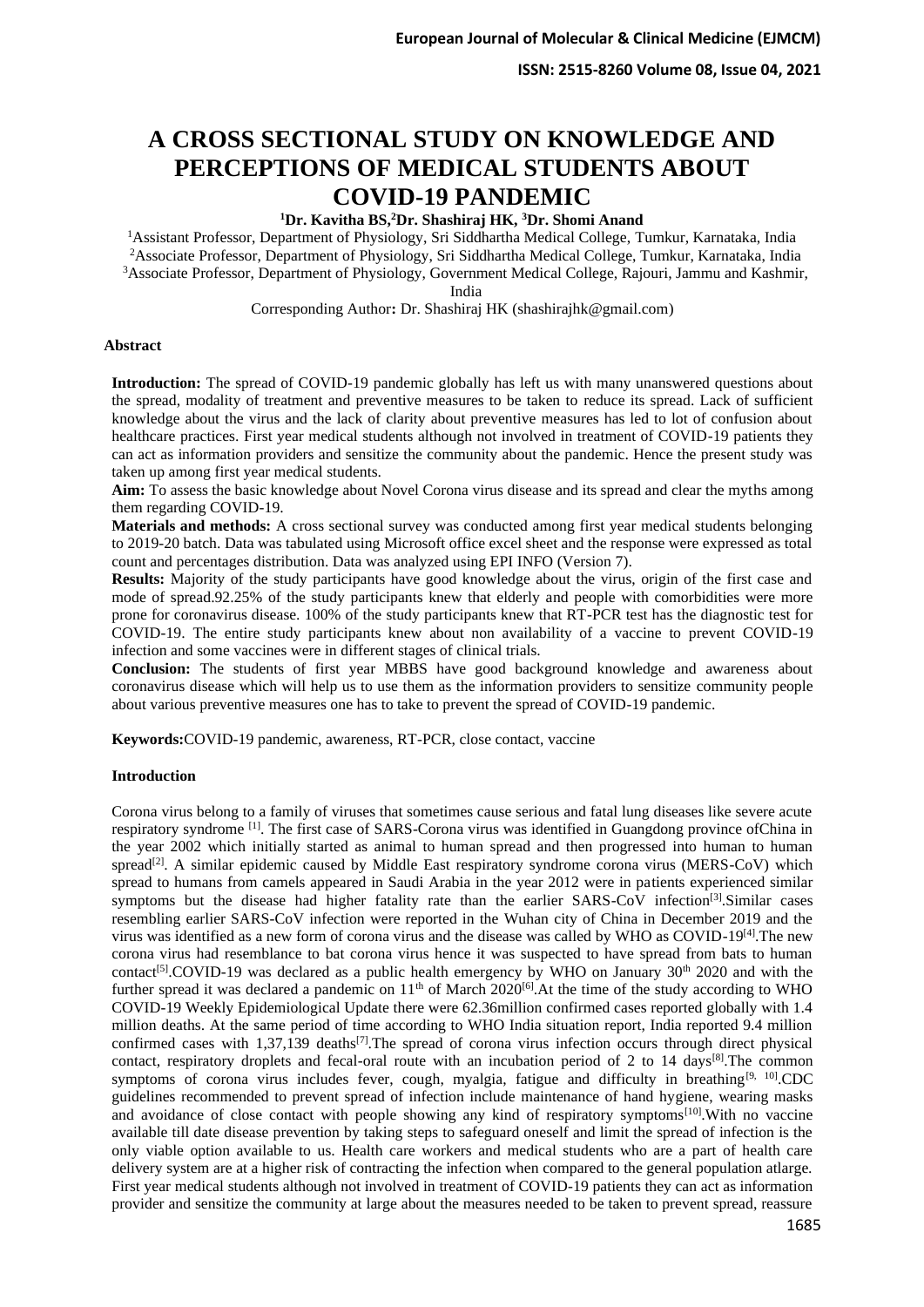# A CROSS SECTIONAL STUDY ON KNOWLEDGE AND PERCEPTIONS OF MEDICAL STUDENTS ABOUT COVID-19 PANDEMIC

**[1]Dr. Kavitha BS,[2]Dr. Shashiraj HK, [3]Dr. Shomi Anand**

[1]Assistant Professor, Department of Physiology, Sri Siddhartha Medical College, Tumkur, Karnataka, India

[2]Associate Professor, Department of Physiology, Sri Siddhartha Medical College, Tumkur, Karnataka, India

[3]Associate Professor, Department of Physiology, Government Medical College, Rajouri, Jammu and Kashmir, India

Corresponding Author**:** Dr. Shashiraj HK (shashirajhk@gmail.com)

**Abstract**

**Introduction:** The spread of COVID-19 pandemic globally has left us with many unanswered questions about the spread, modality of treatment and preventive measures to be taken to reduce its spread. Lack of sufficient knowledge about the virus and the lack of clarity about preventive measures has led to lot of confusion about healthcare practices. First year medical students although not involved in treatment of COVID-19 patients they can act as information providers and sensitize the community about the pandemic. Hence the present study was taken up among first year medical students.

**Aim:** To assess the basic knowledge about Novel Corona virus disease and its spread and clear the myths among them regarding COVID-19.

**Materials and methods:** A cross sectional survey was conducted among first year medical students belonging to 2019-20 batch. Data was tabulated using Microsoft office excel sheet and the response were expressed as total count and percentages distribution. Data was analyzed using EPI INFO (Version 7).

**Results:** Majority of the study participants have good knowledge about the virus, origin of the first case and mode of spread.92.25% of the study participants knew that elderly and people with comorbidities were more prone for coronavirus disease. 100% of the study participants knew that RT-PCR test has the diagnostic test for COVID-19. The entire study participants knew about non availability of a vaccine to prevent COVID-19 infection and some vaccines were in different stages of clinical trials.

**Conclusion:** The students of first year MBBS have good background knowledge and awareness about coronavirus disease which will help us to use them as the information providers to sensitize community people about various preventive measures one has to take to prevent the spread of COVID-19 pandemic.

**Keywords:**COVID-19 pandemic, awareness, RT-PCR, close contact, vaccine

**Introduction**

Corona virus belong to a family of viruses that sometimes cause serious and fatal lung diseases like severe acute respiratory syndrome [1]. The first case of SARS-Corona virus was identified in Guangdong province ofChina in the year 2002 which initially started as animal to human spread and then progressed into human to human spread[2]. A similar epidemic caused by Middle East respiratory syndrome corona virus (MERS-CoV) which spread to humans from camels appeared in Saudi Arabia in the year 2012 were in patients experienced similar symptoms but the disease had higher fatality rate than the earlier SARS-CoV infection[3].Similar cases resembling earlier SARS-CoV infection were reported in the Wuhan city of China in December 2019 and the virus was identified as a new form of corona virus and the disease was called by WHO as COVID-19[4].The new corona virus had resemblance to bat corona virus hence it was suspected to have spread from bats to human contact[5].COVID-19 was declared as a public health emergency by WHO on January 30th 2020 and with the further spread it was declared a pandemic on 11th of March 2020[6].At the time of the study according to WHO COVID-19 Weekly Epidemiological Update there were 62.36million confirmed cases reported globally with 1.4 million deaths. At the same period of time according to WHO India situation report, India reported 9.4 million confirmed cases with 1,37,139 deaths[7].The spread of corona virus infection occurs through direct physical contact, respiratory droplets and fecal-oral route with an incubation period of 2 to 14 days[8].The common symptoms of corona virus includes fever, cough, myalgia, fatigue and difficulty in breathing[9, 10].CDC guidelines recommended to prevent spread of infection include maintenance of hand hygiene, wearing masks and avoidance of close contact with people showing any kind of respiratory symptoms[10].With no vaccine available till date disease prevention by taking steps to safeguard oneself and limit the spread of infection is the only viable option available to us. Health care workers and medical students who are a part of health care delivery system are at a higher risk of contracting the infection when compared to the general population atlarge. First year medical students although not involved in treatment of COVID-19 patients they can act as information provider and sensitize the community at large about the measures needed to be taken to prevent spread, reassure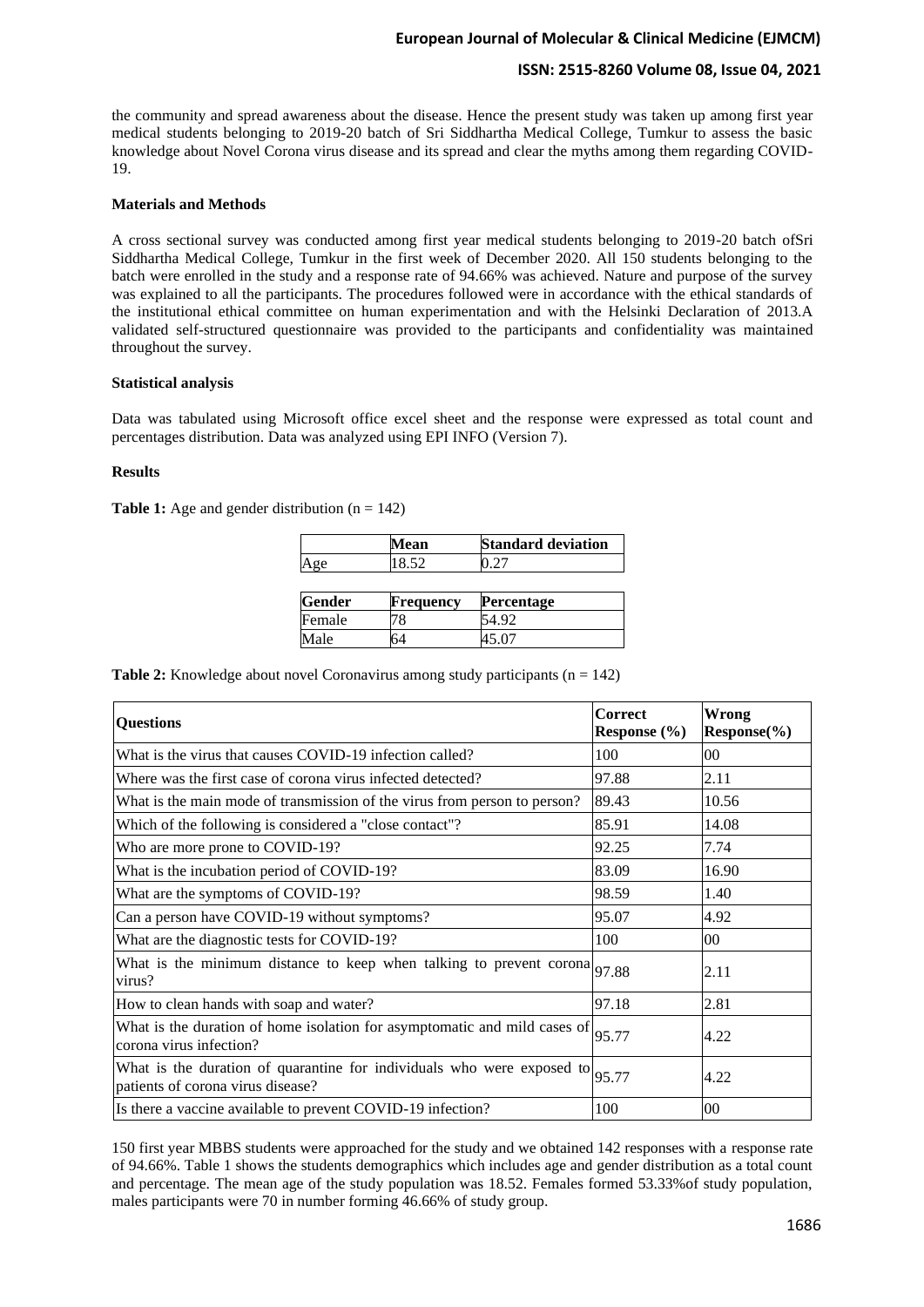the community and spread awareness about the disease. Hence the present study was taken up among first year medical students belonging to 2019-20 batch of Sri Siddhartha Medical College, Tumkur to assess the basic knowledge about Novel Corona virus disease and its spread and clear the myths among them regarding COVID-19.

**Materials and Methods**

A cross sectional survey was conducted among first year medical students belonging to 2019-20 batch ofSri Siddhartha Medical College, Tumkur in the first week of December 2020. All 150 students belonging to the batch were enrolled in the study and a response rate of 94.66% was achieved. Nature and purpose of the survey was explained to all the participants. The procedures followed were in accordance with the ethical standards of the institutional ethical committee on human experimentation and with the Helsinki Declaration of 2013.A validated self-structured questionnaire was provided to the participants and confidentiality was maintained throughout the survey.

**Statistical analysis**

Data was tabulated using Microsoft office excel sheet and the response were expressed as total count and percentages distribution. Data was analyzed using EPI INFO (Version 7).

**Results**

**Table 1:** Age and gender distribution (n = 142)

| | Mean | Standard deviation |
|---|---|---|
| Age | 18.52 | 0.27 |

| Gender | Frequency | Percentage |
|---|---|---|
| Female | 78 | 54.92 |
| Male | 64 | 45.07 |

**Table 2:** Knowledge about novel Coronavirus among study participants (n = 142)

| Questions | Correct Response (%) | Wrong Response(%) |
|---|---|---|
| What is the virus that causes COVID-19 infection called? | 100 | 00 |
| Where was the first case of corona virus infected detected? | 97.88 | 2.11 |
| What is the main mode of transmission of the virus from person to person? | 89.43 | 10.56 |
| Which of the following is considered a "close contact"? | 85.91 | 14.08 |
| Who are more prone to COVID-19? | 92.25 | 7.74 |
| What is the incubation period of COVID-19? | 83.09 | 16.90 |
| What are the symptoms of COVID-19? | 98.59 | 1.40 |
| Can a person have COVID-19 without symptoms? | 95.07 | 4.92 |
| What are the diagnostic tests for COVID-19? | 100 | 00 |
| What is the minimum distance to keep when talking to prevent corona virus? | 97.88 | 2.11 |
| How to clean hands with soap and water? | 97.18 | 2.81 |
| What is the duration of home isolation for asymptomatic and mild cases of corona virus infection? | 95.77 | 4.22 |
| What is the duration of quarantine for individuals who were exposed to patients of corona virus disease? | 95.77 | 4.22 |
| Is there a vaccine available to prevent COVID-19 infection? | 100 | 00 |

150 first year MBBS students were approached for the study and we obtained 142 responses with a response rate of 94.66%. Table 1 shows the students demographics which includes age and gender distribution as a total count and percentage. The mean age of the study population was 18.52. Females formed 53.33%of study population, males participants were 70 in number forming 46.66% of study group.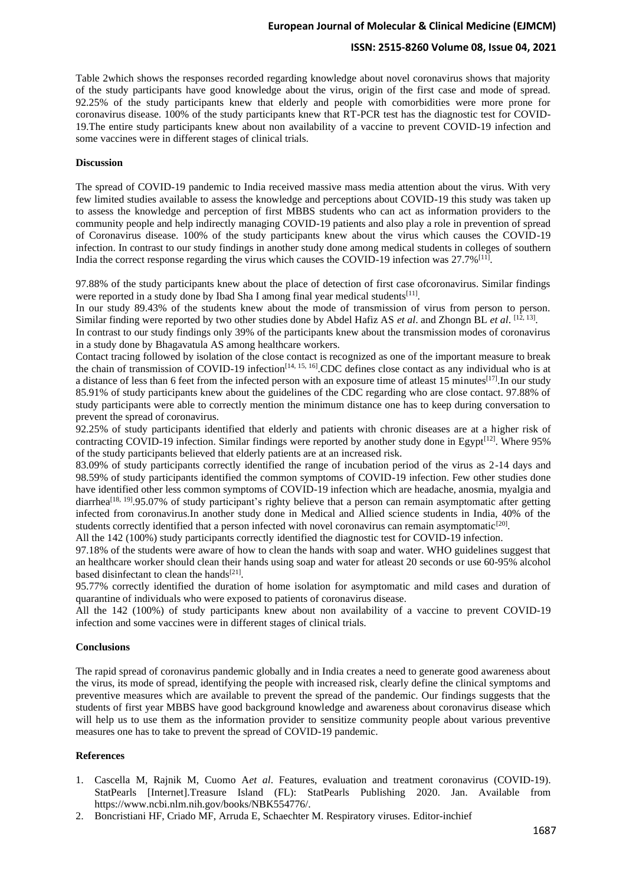Table 2which shows the responses recorded regarding knowledge about novel coronavirus shows that majority of the study participants have good knowledge about the virus, origin of the first case and mode of spread. 92.25% of the study participants knew that elderly and people with comorbidities were more prone for coronavirus disease. 100% of the study participants knew that RT-PCR test has the diagnostic test for COVID-19.The entire study participants knew about non availability of a vaccine to prevent COVID-19 infection and some vaccines were in different stages of clinical trials.

**Discussion**

The spread of COVID-19 pandemic to India received massive mass media attention about the virus. With very few limited studies available to assess the knowledge and perceptions about COVID-19 this study was taken up to assess the knowledge and perception of first MBBS students who can act as information providers to the community people and help indirectly managing COVID-19 patients and also play a role in prevention of spread of Coronavirus disease. 100% of the study participants knew about the virus which causes the COVID-19 infection. In contrast to our study findings in another study done among medical students in colleges of southern India the correct response regarding the virus which causes the COVID-19 infection was 27.7%[11].

97.88% of the study participants knew about the place of detection of first case ofcoronavirus. Similar findings were reported in a study done by Ibad Sha I among final year medical students[11].

In our study 89.43% of the students knew about the mode of transmission of virus from person to person. Similar finding were reported by two other studies done by Abdel Hafiz AS *et al*. and Zhongn BL *et al*. [12, 13].

In contrast to our study findings only 39% of the participants knew about the transmission modes of coronavirus in a study done by Bhagavatula AS among healthcare workers.

Contact tracing followed by isolation of the close contact is recognized as one of the important measure to break the chain of transmission of COVID-19 infection[14, 15, 16].CDC defines close contact as any individual who is at a distance of less than 6 feet from the infected person with an exposure time of atleast 15 minutes[17].In our study 85.91% of study participants knew about the guidelines of the CDC regarding who are close contact. 97.88% of study participants were able to correctly mention the minimum distance one has to keep during conversation to prevent the spread of coronavirus.

92.25% of study participants identified that elderly and patients with chronic diseases are at a higher risk of contracting COVID-19 infection. Similar findings were reported by another study done in Egypt[12]. Where 95% of the study participants believed that elderly patients are at an increased risk.

83.09% of study participants correctly identified the range of incubation period of the virus as 2-14 days and 98.59% of study participants identified the common symptoms of COVID-19 infection. Few other studies done have identified other less common symptoms of COVID-19 infection which are headache, anosmia, myalgia and diarrhea[18, 19].95.07% of study participant's righty believe that a person can remain asymptomatic after getting infected from coronavirus.In another study done in Medical and Allied science students in India, 40% of the students correctly identified that a person infected with novel coronavirus can remain asymptomatic[20].

All the 142 (100%) study participants correctly identified the diagnostic test for COVID-19 infection.

97.18% of the students were aware of how to clean the hands with soap and water. WHO guidelines suggest that an healthcare worker should clean their hands using soap and water for atleast 20 seconds or use 60-95% alcohol based disinfectant to clean the hands[21].

95.77% correctly identified the duration of home isolation for asymptomatic and mild cases and duration of quarantine of individuals who were exposed to patients of coronavirus disease.

All the 142 (100%) of study participants knew about non availability of a vaccine to prevent COVID-19 infection and some vaccines were in different stages of clinical trials.

**Conclusions**

The rapid spread of coronavirus pandemic globally and in India creates a need to generate good awareness about the virus, its mode of spread, identifying the people with increased risk, clearly define the clinical symptoms and preventive measures which are available to prevent the spread of the pandemic. Our findings suggests that the students of first year MBBS have good background knowledge and awareness about coronavirus disease which will help us to use them as the information provider to sensitize community people about various preventive measures one has to take to prevent the spread of COVID-19 pandemic.

**References**

1. Cascella M, Rajnik M, Cuomo A*et al*. Features, evaluation and treatment coronavirus (COVID-19). StatPearls [Internet].Treasure Island (FL): StatPearls Publishing 2020. Jan. Available from https://www.ncbi.nlm.nih.gov/books/NBK554776/.
2. Boncristiani HF, Criado MF, Arruda E, Schaechter M. Respiratory viruses. Editor-inchief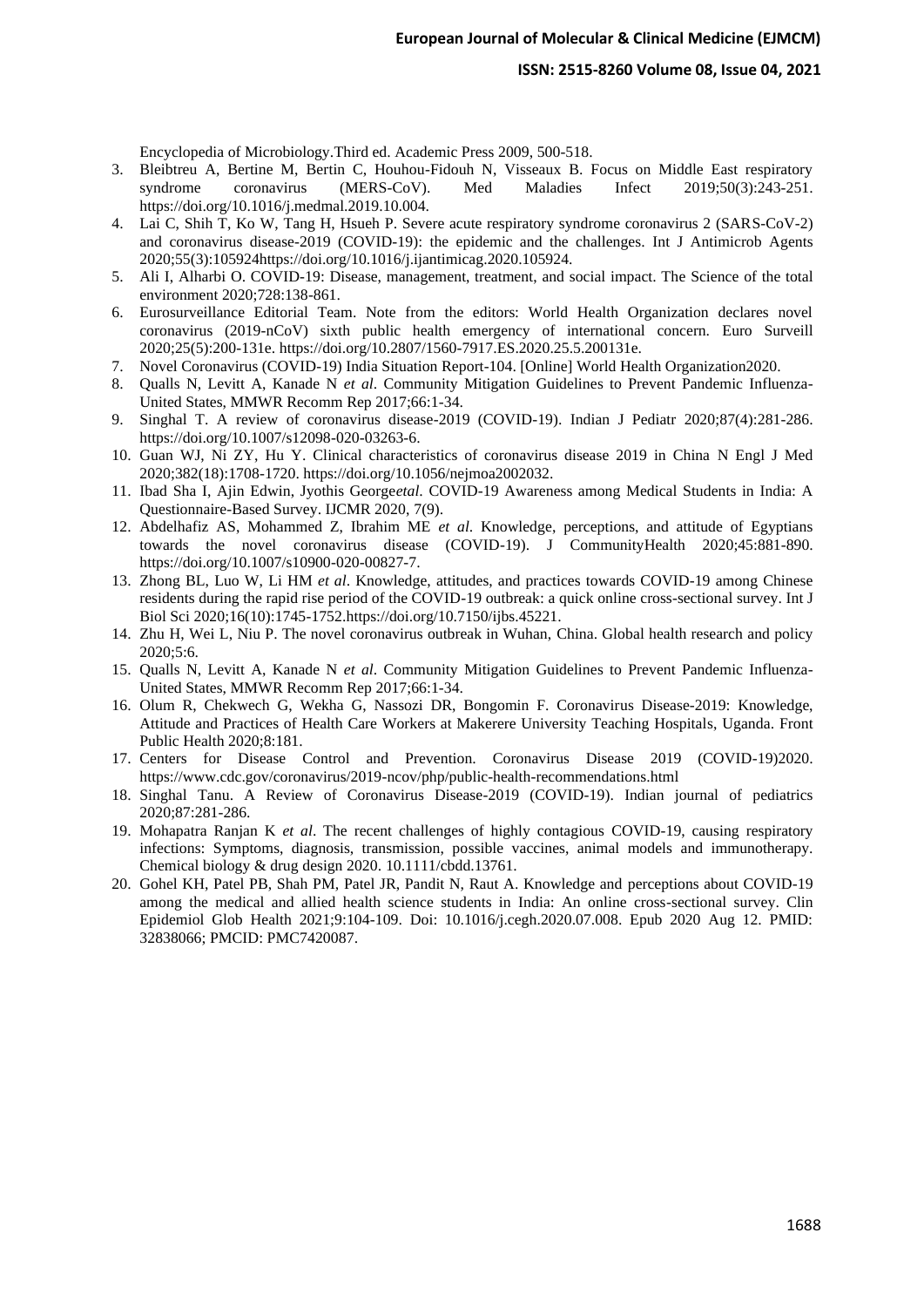Encyclopedia of Microbiology.Third ed. Academic Press 2009, 500-518.

3. Bleibtreu A, Bertine M, Bertin C, Houhou-Fidouh N, Visseaux B. Focus on Middle East respiratory syndrome coronavirus (MERS-CoV). Med Maladies Infect 2019;50(3):243-251. https://doi.org/10.1016/j.medmal.2019.10.004.
4. Lai C, Shih T, Ko W, Tang H, Hsueh P. Severe acute respiratory syndrome coronavirus 2 (SARS-CoV-2) and coronavirus disease-2019 (COVID-19): the epidemic and the challenges. Int J Antimicrob Agents 2020;55(3):105924https://doi.org/10.1016/j.ijantimicag.2020.105924.
5. Ali I, Alharbi O. COVID-19: Disease, management, treatment, and social impact. The Science of the total environment 2020;728:138-861.
6. Eurosurveillance Editorial Team. Note from the editors: World Health Organization declares novel coronavirus (2019-nCoV) sixth public health emergency of international concern. Euro Surveill 2020;25(5):200-131e. https://doi.org/10.2807/1560-7917.ES.2020.25.5.200131e.
7. Novel Coronavirus (COVID-19) India Situation Report-104. [Online] World Health Organization2020.
8. Qualls N, Levitt A, Kanade N *et al*. Community Mitigation Guidelines to Prevent Pandemic Influenza-United States, MMWR Recomm Rep 2017;66:1-34.
9. Singhal T. A review of coronavirus disease-2019 (COVID-19). Indian J Pediatr 2020;87(4):281-286. https://doi.org/10.1007/s12098-020-03263-6.
10. Guan WJ, Ni ZY, Hu Y. Clinical characteristics of coronavirus disease 2019 in China N Engl J Med 2020;382(18):1708-1720. https://doi.org/10.1056/nejmoa2002032.
11. Ibad Sha I, Ajin Edwin, Jyothis George*etal*. COVID-19 Awareness among Medical Students in India: A Questionnaire-Based Survey. IJCMR 2020, 7(9).
12. Abdelhafiz AS, Mohammed Z, Ibrahim ME *et al*. Knowledge, perceptions, and attitude of Egyptians towards the novel coronavirus disease (COVID-19). J CommunityHealth 2020;45:881-890. https://doi.org/10.1007/s10900-020-00827-7.
13. Zhong BL, Luo W, Li HM *et al*. Knowledge, attitudes, and practices towards COVID-19 among Chinese residents during the rapid rise period of the COVID-19 outbreak: a quick online cross-sectional survey. Int J Biol Sci 2020;16(10):1745-1752.https://doi.org/10.7150/ijbs.45221.
14. Zhu H, Wei L, Niu P. The novel coronavirus outbreak in Wuhan, China. Global health research and policy 2020;5:6.
15. Qualls N, Levitt A, Kanade N *et al*. Community Mitigation Guidelines to Prevent Pandemic Influenza-United States, MMWR Recomm Rep 2017;66:1-34.
16. Olum R, Chekwech G, Wekha G, Nassozi DR, Bongomin F. Coronavirus Disease-2019: Knowledge, Attitude and Practices of Health Care Workers at Makerere University Teaching Hospitals, Uganda. Front Public Health 2020;8:181.
17. Centers for Disease Control and Prevention. Coronavirus Disease 2019 (COVID-19)2020. https://www.cdc.gov/coronavirus/2019-ncov/php/public-health-recommendations.html
18. Singhal Tanu. A Review of Coronavirus Disease-2019 (COVID-19). Indian journal of pediatrics 2020;87:281-286.
19. Mohapatra Ranjan K *et al*. The recent challenges of highly contagious COVID-19, causing respiratory infections: Symptoms, diagnosis, transmission, possible vaccines, animal models and immunotherapy. Chemical biology & drug design 2020. 10.1111/cbdd.13761.
20. Gohel KH, Patel PB, Shah PM, Patel JR, Pandit N, Raut A. Knowledge and perceptions about COVID-19 among the medical and allied health science students in India: An online cross-sectional survey. Clin Epidemiol Glob Health 2021;9:104-109. Doi: 10.1016/j.cegh.2020.07.008. Epub 2020 Aug 12. PMID: 32838066; PMCID: PMC7420087.